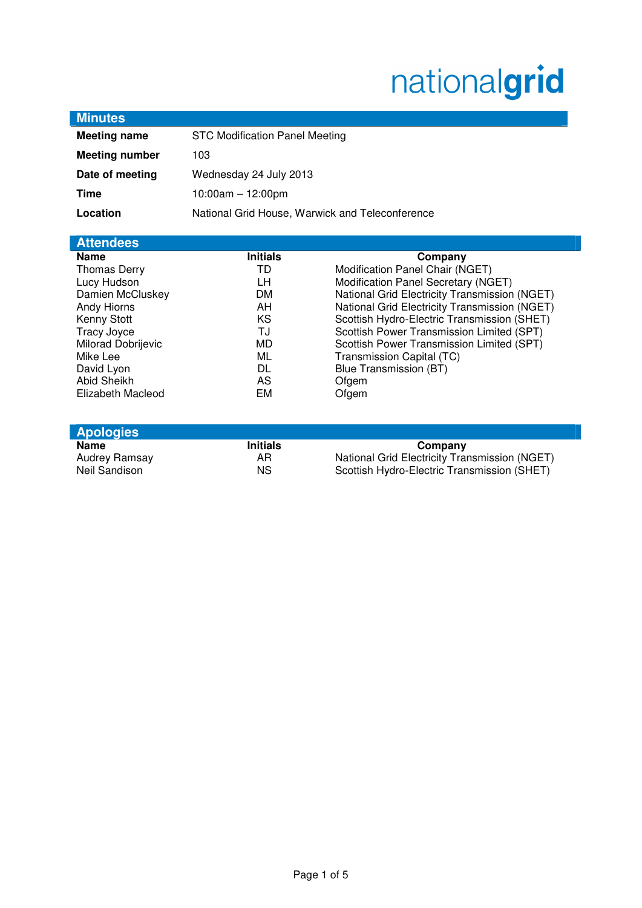nationalgrid

## Minutes

| | |
|---|---|
| **Meeting name** | STC Modification Panel Meeting |
| **Meeting number** | 103 |
| **Date of meeting** | Wednesday 24 July 2013 |
| **Time** | 10:00am – 12:00pm |
| **Location** | National Grid House, Warwick and Teleconference |

## Attendees

| Name | Initials | Company |
|---|---|---|
| Thomas Derry | TD | Modification Panel Chair (NGET) |
| Lucy Hudson | LH | Modification Panel Secretary (NGET) |
| Damien McCluskey | DM | National Grid Electricity Transmission (NGET) |
| Andy Hiorns | AH | National Grid Electricity Transmission (NGET) |
| Kenny Stott | KS | Scottish Hydro-Electric Transmission (SHET) |
| Tracy Joyce | TJ | Scottish Power Transmission Limited (SPT) |
| Milorad Dobrijevic | MD | Scottish Power Transmission Limited (SPT) |
| Mike Lee | ML | Transmission Capital (TC) |
| David Lyon | DL | Blue Transmission (BT) |
| Abid Sheikh | AS | Ofgem |
| Elizabeth Macleod | EM | Ofgem |

## Apologies

| Name | Initials | Company |
|---|---|---|
| Audrey Ramsay | AR | National Grid Electricity Transmission (NGET) |
| Neil Sandison | NS | Scottish Hydro-Electric Transmission (SHET) |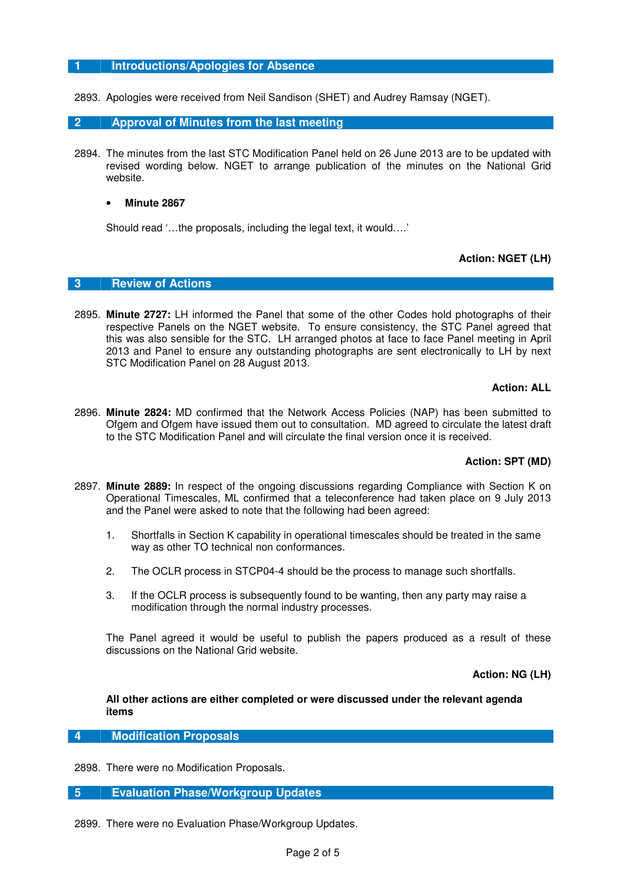## 1 Introductions/Apologies for Absence

2893. Apologies were received from Neil Sandison (SHET) and Audrey Ramsay (NGET).

## 2 Approval of Minutes from the last meeting

2894. The minutes from the last STC Modification Panel held on 26 June 2013 are to be updated with revised wording below. NGET to arrange publication of the minutes on the National Grid website.

- **Minute 2867**

Should read '…the proposals, including the legal text, it would….'

**Action: NGET (LH)**

## 3 Review of Actions

2895. **Minute 2727:** LH informed the Panel that some of the other Codes hold photographs of their respective Panels on the NGET website. To ensure consistency, the STC Panel agreed that this was also sensible for the STC. LH arranged photos at face to face Panel meeting in April 2013 and Panel to ensure any outstanding photographs are sent electronically to LH by next STC Modification Panel on 28 August 2013.

**Action: ALL**

2896. **Minute 2824:** MD confirmed that the Network Access Policies (NAP) has been submitted to Ofgem and Ofgem have issued them out to consultation. MD agreed to circulate the latest draft to the STC Modification Panel and will circulate the final version once it is received.

**Action: SPT (MD)**

2897. **Minute 2889:** In respect of the ongoing discussions regarding Compliance with Section K on Operational Timescales, ML confirmed that a teleconference had taken place on 9 July 2013 and the Panel were asked to note that the following had been agreed:

1. Shortfalls in Section K capability in operational timescales should be treated in the same way as other TO technical non conformances.
2. The OCLR process in STCP04-4 should be the process to manage such shortfalls.
3. If the OCLR process is subsequently found to be wanting, then any party may raise a modification through the normal industry processes.

The Panel agreed it would be useful to publish the papers produced as a result of these discussions on the National Grid website.

**Action: NG (LH)**

**All other actions are either completed or were discussed under the relevant agenda items**

## 4 Modification Proposals

2898. There were no Modification Proposals.

## 5 Evaluation Phase/Workgroup Updates

2899. There were no Evaluation Phase/Workgroup Updates.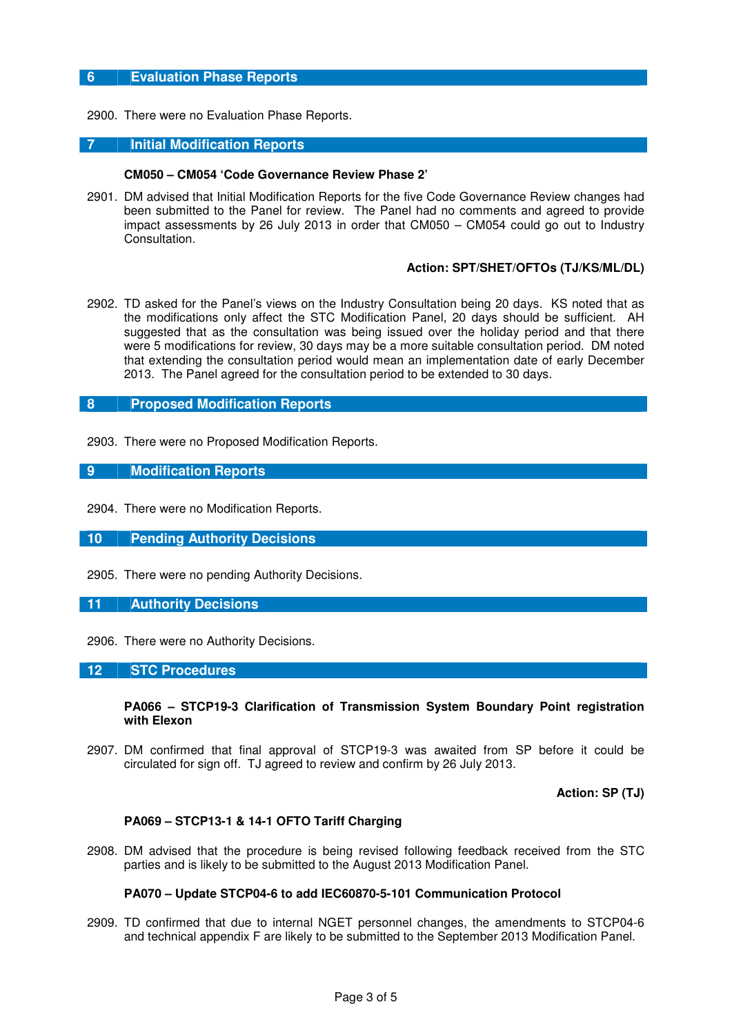## 6 Evaluation Phase Reports

2900. There were no Evaluation Phase Reports.

## 7 Initial Modification Reports

**CM050 – CM054 'Code Governance Review Phase 2'**

2901. DM advised that Initial Modification Reports for the five Code Governance Review changes had been submitted to the Panel for review. The Panel had no comments and agreed to provide impact assessments by 26 July 2013 in order that CM050 – CM054 could go out to Industry Consultation.

**Action: SPT/SHET/OFTOs (TJ/KS/ML/DL)**

2902. TD asked for the Panel's views on the Industry Consultation being 20 days. KS noted that as the modifications only affect the STC Modification Panel, 20 days should be sufficient. AH suggested that as the consultation was being issued over the holiday period and that there were 5 modifications for review, 30 days may be a more suitable consultation period. DM noted that extending the consultation period would mean an implementation date of early December 2013. The Panel agreed for the consultation period to be extended to 30 days.

## 8 Proposed Modification Reports

2903. There were no Proposed Modification Reports.

## 9 Modification Reports

2904. There were no Modification Reports.

## 10 Pending Authority Decisions

2905. There were no pending Authority Decisions.

## 11 Authority Decisions

2906. There were no Authority Decisions.

## 12 STC Procedures

**PA066 – STCP19-3 Clarification of Transmission System Boundary Point registration with Elexon**

2907. DM confirmed that final approval of STCP19-3 was awaited from SP before it could be circulated for sign off. TJ agreed to review and confirm by 26 July 2013.

**Action: SP (TJ)**

**PA069 – STCP13-1 & 14-1 OFTO Tariff Charging**

2908. DM advised that the procedure is being revised following feedback received from the STC parties and is likely to be submitted to the August 2013 Modification Panel.

**PA070 – Update STCP04-6 to add IEC60870-5-101 Communication Protocol**

2909. TD confirmed that due to internal NGET personnel changes, the amendments to STCP04-6 and technical appendix F are likely to be submitted to the September 2013 Modification Panel.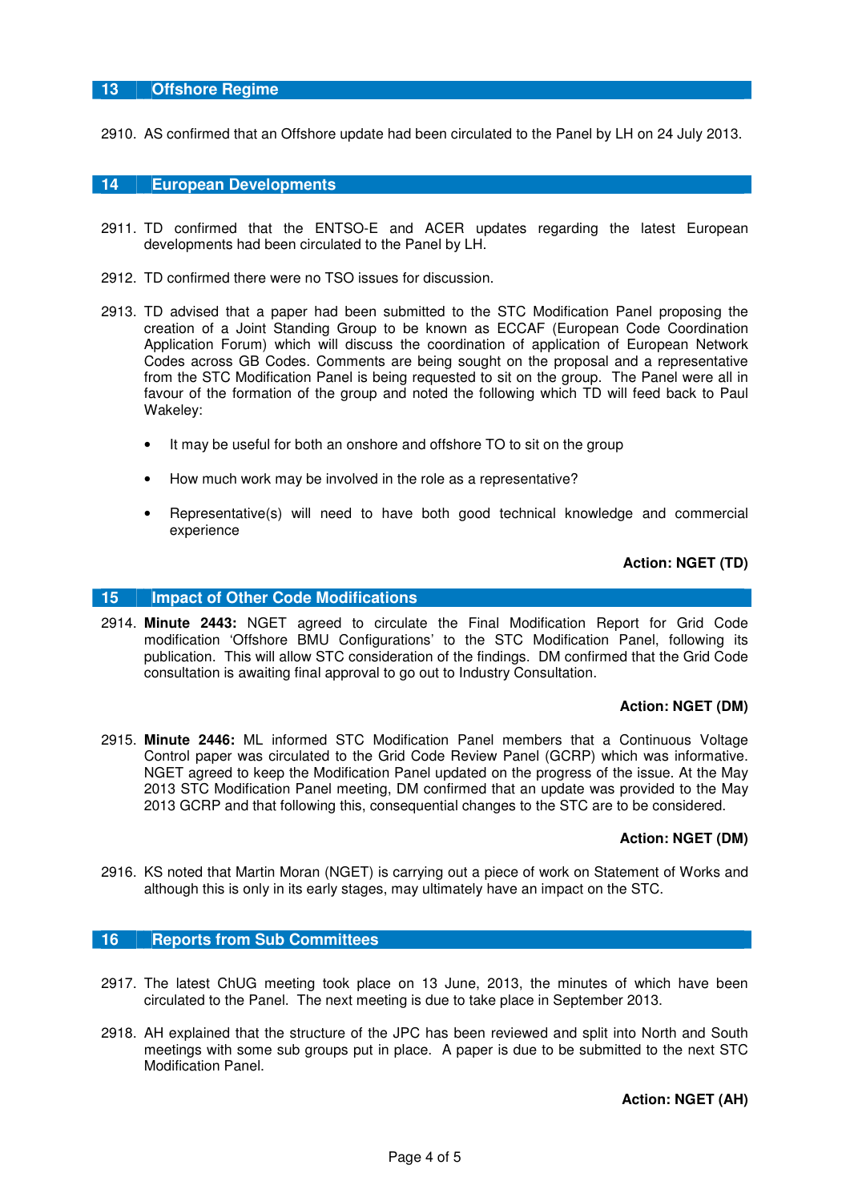## 13 Offshore Regime

2910. AS confirmed that an Offshore update had been circulated to the Panel by LH on 24 July 2013.

## 14 European Developments

2911. TD confirmed that the ENTSO-E and ACER updates regarding the latest European developments had been circulated to the Panel by LH.

2912. TD confirmed there were no TSO issues for discussion.

2913. TD advised that a paper had been submitted to the STC Modification Panel proposing the creation of a Joint Standing Group to be known as ECCAF (European Code Coordination Application Forum) which will discuss the coordination of application of European Network Codes across GB Codes. Comments are being sought on the proposal and a representative from the STC Modification Panel is being requested to sit on the group. The Panel were all in favour of the formation of the group and noted the following which TD will feed back to Paul Wakeley:

- It may be useful for both an onshore and offshore TO to sit on the group
- How much work may be involved in the role as a representative?
- Representative(s) will need to have both good technical knowledge and commercial experience

**Action: NGET (TD)**

## 15 Impact of Other Code Modifications

2914. **Minute 2443:** NGET agreed to circulate the Final Modification Report for Grid Code modification 'Offshore BMU Configurations' to the STC Modification Panel, following its publication. This will allow STC consideration of the findings. DM confirmed that the Grid Code consultation is awaiting final approval to go out to Industry Consultation.

**Action: NGET (DM)**

2915. **Minute 2446:** ML informed STC Modification Panel members that a Continuous Voltage Control paper was circulated to the Grid Code Review Panel (GCRP) which was informative. NGET agreed to keep the Modification Panel updated on the progress of the issue. At the May 2013 STC Modification Panel meeting, DM confirmed that an update was provided to the May 2013 GCRP and that following this, consequential changes to the STC are to be considered.

**Action: NGET (DM)**

2916. KS noted that Martin Moran (NGET) is carrying out a piece of work on Statement of Works and although this is only in its early stages, may ultimately have an impact on the STC.

## 16 Reports from Sub Committees

2917. The latest ChUG meeting took place on 13 June, 2013, the minutes of which have been circulated to the Panel. The next meeting is due to take place in September 2013.

2918. AH explained that the structure of the JPC has been reviewed and split into North and South meetings with some sub groups put in place. A paper is due to be submitted to the next STC Modification Panel.

**Action: NGET (AH)**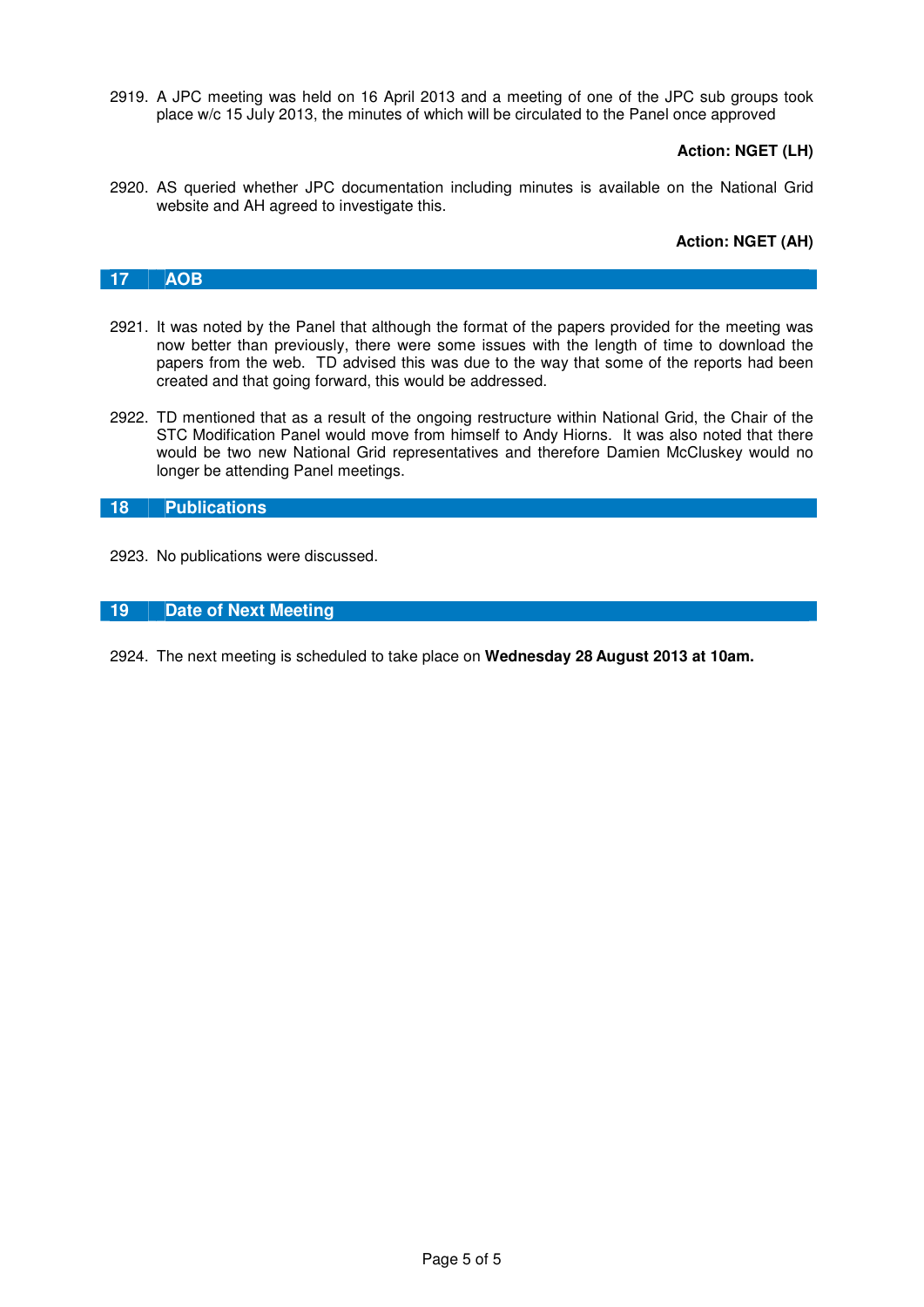2919. A JPC meeting was held on 16 April 2013 and a meeting of one of the JPC sub groups took place w/c 15 July 2013, the minutes of which will be circulated to the Panel once approved

**Action: NGET (LH)**

2920. AS queried whether JPC documentation including minutes is available on the National Grid website and AH agreed to investigate this.

**Action: NGET (AH)**

## 17 AOB

2921. It was noted by the Panel that although the format of the papers provided for the meeting was now better than previously, there were some issues with the length of time to download the papers from the web. TD advised this was due to the way that some of the reports had been created and that going forward, this would be addressed.

2922. TD mentioned that as a result of the ongoing restructure within National Grid, the Chair of the STC Modification Panel would move from himself to Andy Hiorns. It was also noted that there would be two new National Grid representatives and therefore Damien McCluskey would no longer be attending Panel meetings.

## 18 Publications

2923. No publications were discussed.

## 19 Date of Next Meeting

2924. The next meeting is scheduled to take place on **Wednesday 28 August 2013 at 10am.**